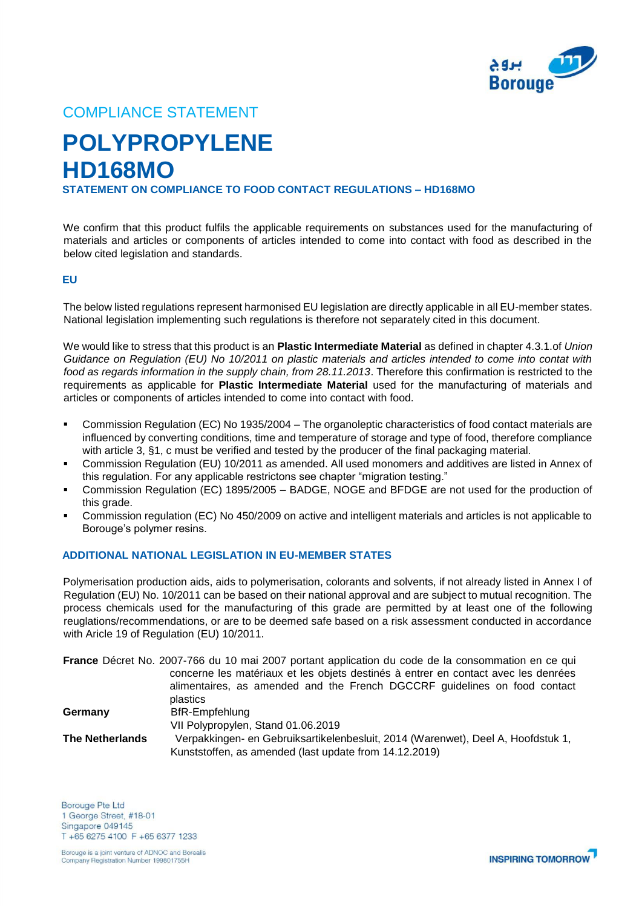COMPLIANCE STATEMENT

# POLYPROPYLENE
# HD168MO

### STATEMENT ON COMPLIANCE TO FOOD CONTACT REGULATIONS – HD168MO

We confirm that this product fulfils the applicable requirements on substances used for the manufacturing of materials and articles or components of articles intended to come into contact with food as described in the below cited legislation and standards.

### EU

The below listed regulations represent harmonised EU legislation are directly applicable in all EU-member states. National legislation implementing such regulations is therefore not separately cited in this document.

We would like to stress that this product is an **Plastic Intermediate Material** as defined in chapter 4.3.1.of *Union Guidance on Regulation (EU) No 10/2011 on plastic materials and articles intended to come into contact with food as regards information in the supply chain, from 28.11.2013*. Therefore this confirmation is restricted to the requirements as applicable for **Plastic Intermediate Material** used for the manufacturing of materials and articles or components of articles intended to come into contact with food.

- Commission Regulation (EC) No 1935/2004 – The organoleptic characteristics of food contact materials are influenced by converting conditions, time and temperature of storage and type of food, therefore compliance with article 3, §1, c must be verified and tested by the producer of the final packaging material.
- Commission Regulation (EU) 10/2011 as amended. All used monomers and additives are listed in Annex of this regulation. For any applicable restrictons see chapter "migration testing."
- Commission Regulation (EC) 1895/2005 – BADGE, NOGE and BFDGE are not used for the production of this grade.
- Commission regulation (EC) No 450/2009 on active and intelligent materials and articles is not applicable to Borouge's polymer resins.

### ADDITIONAL NATIONAL LEGISLATION IN EU-MEMBER STATES

Polymerisation production aids, aids to polymerisation, colorants and solvents, if not already listed in Annex I of Regulation (EU) No. 10/2011 can be based on their national approval and are subject to mutual recognition. The process chemicals used for the manufacturing of this grade are permitted by at least one of the following reuglations/recommendations, or are to be deemed safe based on a risk assessment conducted in accordance with Aricle 19 of Regulation (EU) 10/2011.

| | |
|---|---|
| **France** | Décret No. 2007-766 du 10 mai 2007 portant application du code de la consommation en ce qui concerne les matériaux et les objets destinés à entrer en contact avec les denrées alimentaires, as amended and the French DGCCRF guidelines on food contact plastics |
| **Germany** | BfR-Empfehlung VII Polypropylen, Stand 01.06.2019 |
| **The Netherlands** | Verpakkingen- en Gebruiksartikelenbesluit, 2014 (Warenwet), Deel A, Hoofdstuk 1, Kunststoffen, as amended (last update from 14.12.2019) |

Borouge Pte Ltd
1 George Street, #18-01
Singapore 049145
T +65 6275 4100 F +65 6377 1233

Borouge is a joint venture of ADNOC and Borealis
Company Registration Number 199801755H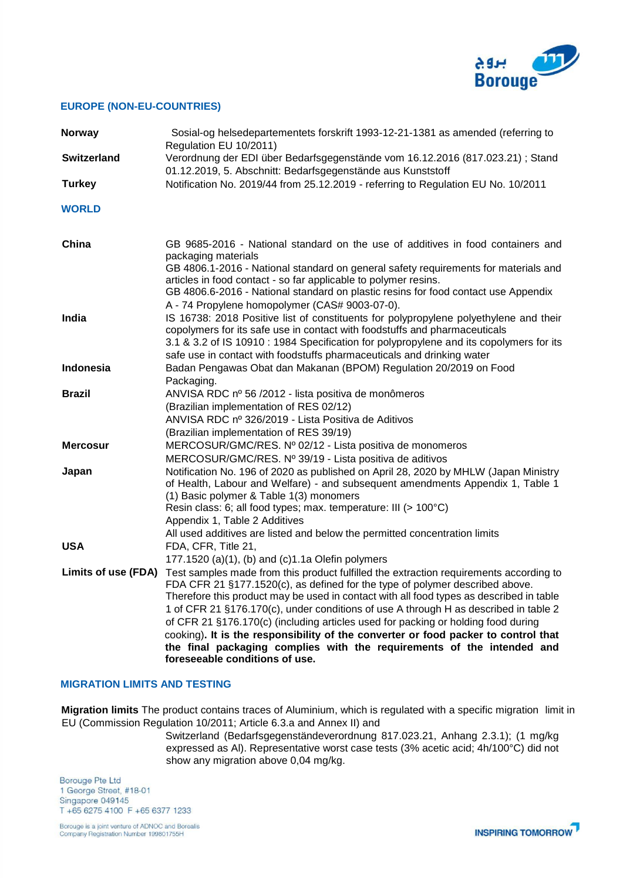## EUROPE (NON-EU-COUNTRIES)

| | |
|---|---|
| **Norway** | Sosial-og helsedepartementets forskrift 1993-12-21-1381 as amended (referring to Regulation EU 10/2011) |
| **Switzerland** | Verordnung der EDI über Bedarfsgegenstände vom 16.12.2016 (817.023.21) ; Stand 01.12.2019, 5. Abschnitt: Bedarfsgegenstände aus Kunststoff |
| **Turkey** | Notification No. 2019/44 from 25.12.2019 - referring to Regulation EU No. 10/2011 |

## WORLD

| | |
|---|---|
| **China** | GB 9685-2016 - National standard on the use of additives in food containers and packaging materials<br>GB 4806.1-2016 - National standard on general safety requirements for materials and articles in food contact - so far applicable to polymer resins.<br>GB 4806.6-2016 - National standard on plastic resins for food contact use Appendix A - 74 Propylene homopolymer (CAS# 9003-07-0). |
| **India** | IS 16738: 2018 Positive list of constituents for polypropylene polyethylene and their copolymers for its safe use in contact with foodstuffs and pharmaceuticals<br>3.1 & 3.2 of IS 10910 : 1984 Specification for polypropylene and its copolymers for its safe use in contact with foodstuffs pharmaceuticals and drinking water |
| **Indonesia** | Badan Pengawas Obat dan Makanan (BPOM) Regulation 20/2019 on Food Packaging. |
| **Brazil** | ANVISA RDC nº 56 /2012 - lista positiva de monômeros<br>(Brazilian implementation of RES 02/12)<br>ANVISA RDC nº 326/2019 - Lista Positiva de Aditivos<br>(Brazilian implementation of RES 39/19) |
| **Mercosur** | MERCOSUR/GMC/RES. Nº 02/12 - Lista positiva de monomeros<br>MERCOSUR/GMC/RES. Nº 39/19 - Lista positiva de aditivos |
| **Japan** | Notification No. 196 of 2020 as published on April 28, 2020 by MHLW (Japan Ministry of Health, Labour and Welfare) - and subsequent amendments Appendix 1, Table 1 (1) Basic polymer & Table 1(3) monomers<br>Resin class: 6; all food types; max. temperature: III (> 100°C)<br>Appendix 1, Table 2 Additives<br>All used additives are listed and below the permitted concentration limits |
| **USA** | FDA, CFR, Title 21,<br>177.1520 (a)(1), (b) and (c)1.1a Olefin polymers |
| **Limits of use (FDA)** | Test samples made from this product fulfilled the extraction requirements according to FDA CFR 21 §177.1520(c), as defined for the type of polymer described above. Therefore this product may be used in contact with all food types as described in table 1 of CFR 21 §176.170(c), under conditions of use A through H as described in table 2 of CFR 21 §176.170(c) (including articles used for packing or holding food during cooking). **It is the responsibility of the converter or food packer to control that the final packaging complies with the requirements of the intended and foreseeable conditions of use.** |

## MIGRATION LIMITS AND TESTING

**Migration limits** The product contains traces of Aluminium, which is regulated with a specific migration limit in EU (Commission Regulation 10/2011; Article 6.3.a and Annex II) and Switzerland (Bedarfsgegenständeverordnung 817.023.21, Anhang 2.3.1); (1 mg/kg expressed as Al). Representative worst case tests (3% acetic acid; 4h/100°C) did not show any migration above 0,04 mg/kg.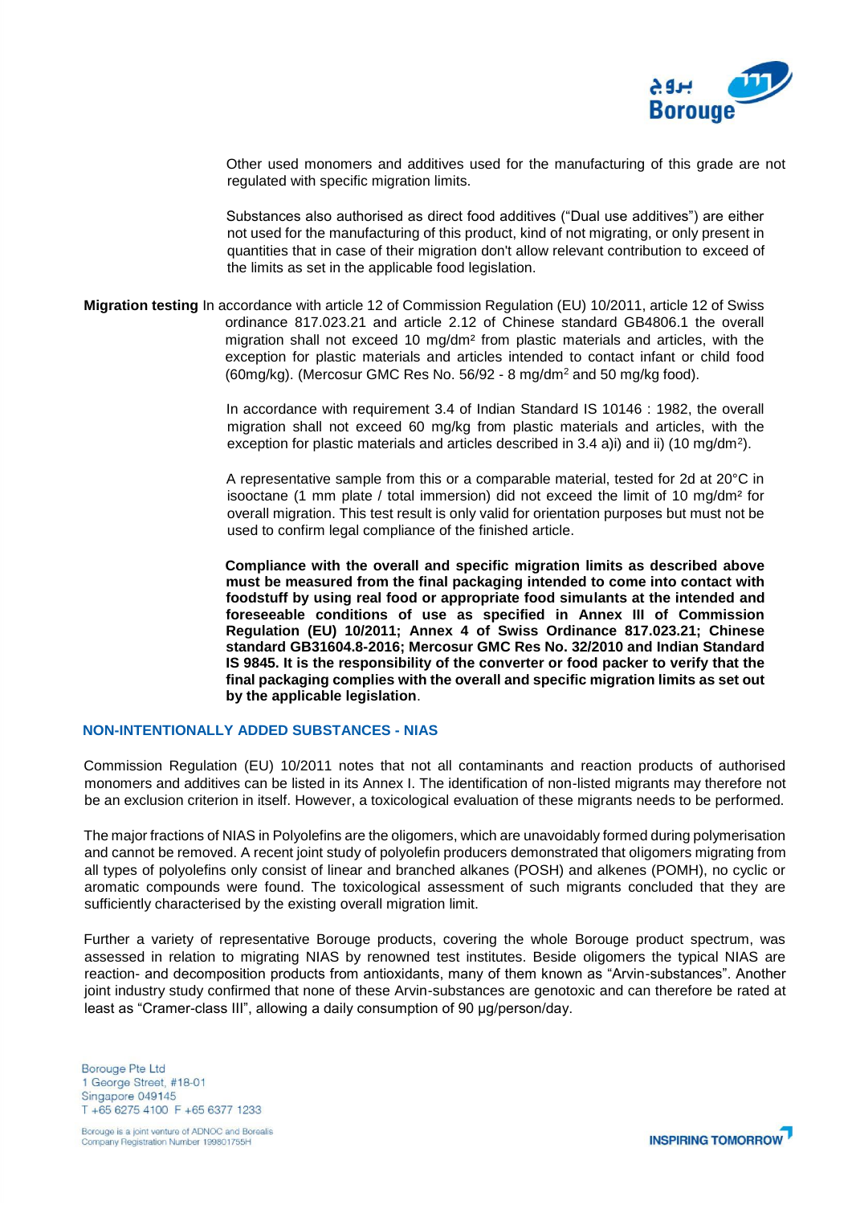Other used monomers and additives used for the manufacturing of this grade are not regulated with specific migration limits.

Substances also authorised as direct food additives ("Dual use additives") are either not used for the manufacturing of this product, kind of not migrating, or only present in quantities that in case of their migration don't allow relevant contribution to exceed of the limits as set in the applicable food legislation.

**Migration testing** In accordance with article 12 of Commission Regulation (EU) 10/2011, article 12 of Swiss ordinance 817.023.21 and article 2.12 of Chinese standard GB4806.1 the overall migration shall not exceed 10 mg/dm² from plastic materials and articles, with the exception for plastic materials and articles intended to contact infant or child food (60mg/kg). (Mercosur GMC Res No. 56/92 - 8 mg/dm² and 50 mg/kg food).

In accordance with requirement 3.4 of Indian Standard IS 10146 : 1982, the overall migration shall not exceed 60 mg/kg from plastic materials and articles, with the exception for plastic materials and articles described in 3.4 a)i) and ii) (10 mg/dm²).

A representative sample from this or a comparable material, tested for 2d at 20°C in isooctane (1 mm plate / total immersion) did not exceed the limit of 10 mg/dm² for overall migration. This test result is only valid for orientation purposes but must not be used to confirm legal compliance of the finished article.

**Compliance with the overall and specific migration limits as described above must be measured from the final packaging intended to come into contact with foodstuff by using real food or appropriate food simulants at the intended and foreseeable conditions of use as specified in Annex III of Commission Regulation (EU) 10/2011; Annex 4 of Swiss Ordinance 817.023.21; Chinese standard GB31604.8-2016; Mercosur GMC Res No. 32/2010 and Indian Standard IS 9845. It is the responsibility of the converter or food packer to verify that the final packaging complies with the overall and specific migration limits as set out by the applicable legislation**.

## NON-INTENTIONALLY ADDED SUBSTANCES - NIAS

Commission Regulation (EU) 10/2011 notes that not all contaminants and reaction products of authorised monomers and additives can be listed in its Annex I. The identification of non-listed migrants may therefore not be an exclusion criterion in itself. However, a toxicological evaluation of these migrants needs to be performed.

The major fractions of NIAS in Polyolefins are the oligomers, which are unavoidably formed during polymerisation and cannot be removed. A recent joint study of polyolefin producers demonstrated that oligomers migrating from all types of polyolefins only consist of linear and branched alkanes (POSH) and alkenes (POMH), no cyclic or aromatic compounds were found. The toxicological assessment of such migrants concluded that they are sufficiently characterised by the existing overall migration limit.

Further a variety of representative Borouge products, covering the whole Borouge product spectrum, was assessed in relation to migrating NIAS by renowned test institutes. Beside oligomers the typical NIAS are reaction- and decomposition products from antioxidants, many of them known as "Arvin-substances". Another joint industry study confirmed that none of these Arvin-substances are genotoxic and can therefore be rated at least as "Cramer-class III", allowing a daily consumption of 90 µg/person/day.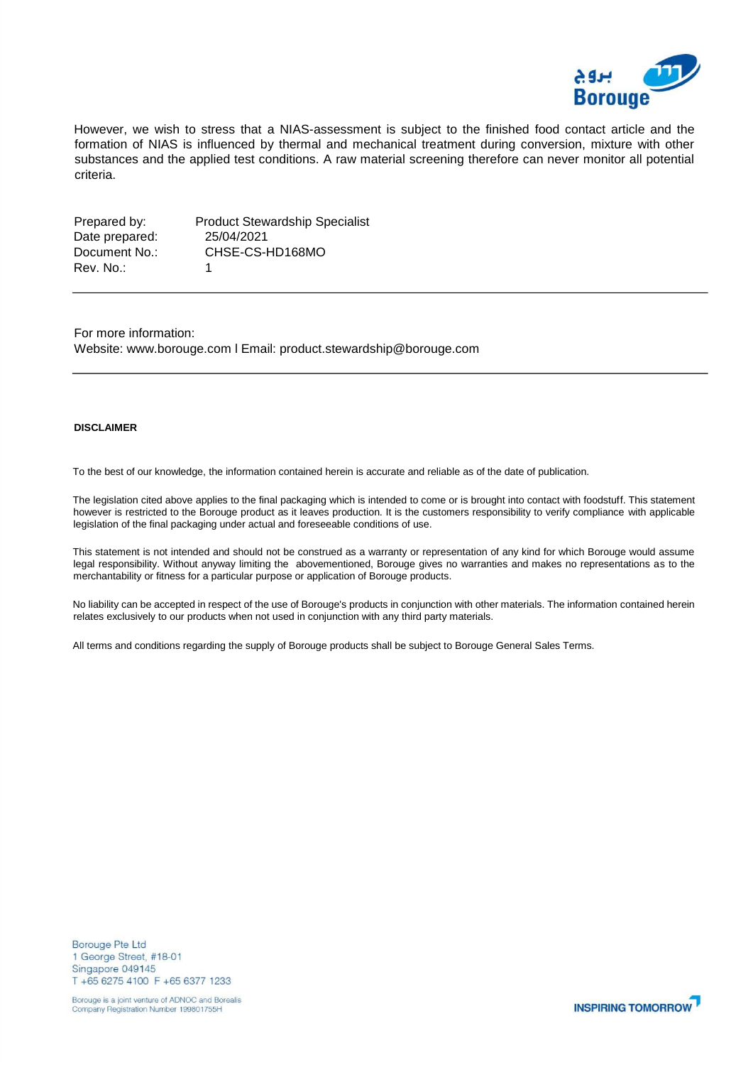However, we wish to stress that a NIAS-assessment is subject to the finished food contact article and the formation of NIAS is influenced by thermal and mechanical treatment during conversion, mixture with other substances and the applied test conditions. A raw material screening therefore can never monitor all potential criteria.

| | |
|---|---|
| Prepared by: | Product Stewardship Specialist |
| Date prepared: | 25/04/2021 |
| Document No.: | CHSE-CS-HD168MO |
| Rev. No.: | 1 |

---

For more information:
Website: www.borouge.com I Email: product.stewardship@borouge.com

---

**DISCLAIMER**

To the best of our knowledge, the information contained herein is accurate and reliable as of the date of publication.

The legislation cited above applies to the final packaging which is intended to come or is brought into contact with foodstuff. This statement however is restricted to the Borouge product as it leaves production. It is the customers responsibility to verify compliance with applicable legislation of the final packaging under actual and foreseeable conditions of use.

This statement is not intended and should not be construed as a warranty or representation of any kind for which Borouge would assume legal responsibility. Without anyway limiting the abovementioned, Borouge gives no warranties and makes no representations as to the merchantability or fitness for a particular purpose or application of Borouge products.

No liability can be accepted in respect of the use of Borouge's products in conjunction with other materials. The information contained herein relates exclusively to our products when not used in conjunction with any third party materials.

All terms and conditions regarding the supply of Borouge products shall be subject to Borouge General Sales Terms.

Borouge Pte Ltd
1 George Street, #18-01
Singapore 049145
T +65 6275 4100 F +65 6377 1233

Borouge is a joint venture of ADNOC and Borealis
Company Registration Number 199801755H